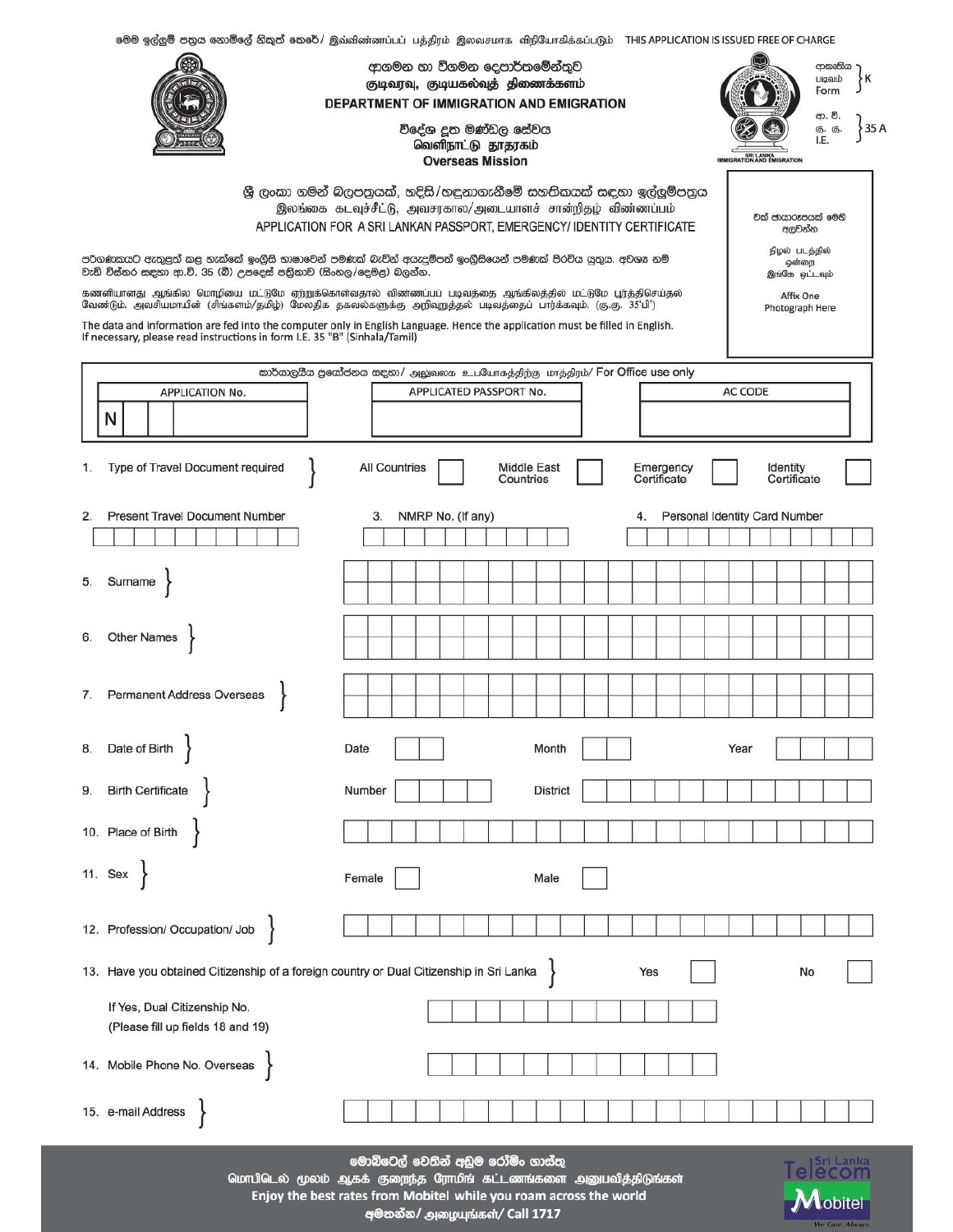මෙම ඉල්ලුම් පත්‍රය නොමිලේ නිකුත් කෙරේ/ இவ்விண்ணப்பப் பத்திரம் இலவசமாக விநியோகிக்கப்படும் THIS APPLICATION IS ISSUED FREE OF CHARGE

ආගමන හා විගමන දෙපාර්තමේන්තුව
குடிவரவு, குடியகல்வுத் திணைக்களம்
**DEPARTMENT OF IMMIGRATION AND EMIGRATION**

විදේශ දූත මණ්ඩල සේවය
வெளிநாட்டு தூதரகம்
**Overseas Mission**

ආකෘතිය / படிவம் / Form } K

ආ. වි. / கு. கு. / I.E. } 35 A

SRI LANKA IMMIGRATION AND EMIGRATION

## ශ්‍රී ලංකා ගමන් බලපත්‍රයක්, හදිසි/හඳුනාගැනීමේ සහතිකයක් සඳහා ඉල්ලුම්පත්‍රය
## இலங்கை கடவுச்சீட்டு, அவசரகால/அடையாளச் சான்றிதழ் விண்ணப்பம்
## APPLICATION FOR A SRI LANKAN PASSPORT, EMERGENCY/ IDENTITY CERTIFICATE

එක් ඡායාරූපයක් මෙහි අලවන්න
நிழல் படத்தில் ஒன்றை இங்கே ஒட்டவும்
Affix One Photograph Here

පරිගණකයට ඇතුළත් කළ හැක්කේ ඉංග්‍රීසි භාෂාවෙන් පමණක් බැවින් අයදුම්පත් ඉංග්‍රීසියෙන් පමණක් පිරවිය යුතුය. අවශ්‍ය නම් වැඩි විස්තර සඳහා ආ.වි. 35 (බී) උපදෙස් පත්‍රිකාව (සිංහල/දෙමළ) බලන්න.

கணனியானது ஆங்கில மொழியை மட்டுமே ஏற்றுக்கொள்வதால் விண்ணப்பப் படிவத்தை ஆங்கிலத்தில் மட்டுமே பூர்த்திசெய்தல் வேண்டும். அவசியமாயின் (சிங்களம்/தமிழ்) மேலதிக தகவல்களுக்கு அறிவுறுத்தல் படிவத்தைப் பார்க்கவும். (கு.கு. 35'பி')

The data and information are fed into the computer only in English Language. Hence the application must be filled in English. If necessary, please read instructions in form I.E. 35 "B" (Sinhala/Tamil)

කාර්යාලයීය ප්‍රයෝජනය සඳහා/ அலுவலக உபயோகத்திற்கு மாத்திரம்/ For Office use only

| APPLICATION No. | APPLICATED PASSPORT No. | AC CODE |
|---|---|---|
| N | | |

1. Type of Travel Document required } All Countries ☐ Middle East Countries ☐ Emergency Certificate ☐ Identity Certificate ☐

2. Present Travel Document Number

3. NMRP No. (If any)

4. Personal Identity Card Number

5. Surname }

6. Other Names }

7. Permanent Address Overseas }

8. Date of Birth } Date Month Year

9. Birth Certificate } Number District

10. Place of Birth }

11. Sex } Female ☐ Male ☐

12. Profession/ Occupation/ Job }

13. Have you obtained Citizenship of a foreign country or Dual Citizenship in Sri Lanka } Yes ☐ No ☐

If Yes, Dual Citizenship No.
(Please fill up fields 18 and 19)

14. Mobile Phone No. Overseas }

15. e-mail Address }

මොබිටෙල් වෙතින් අඩුම රෝමිං ගාස්තු
மொபிடெல் மூலம் ஆகக் குறைந்த ரோமிங் கட்டணங்களை அனுபவித்திடுங்கள்
**Enjoy the best rates from Mobitel while you roam across the world**
අමතන්න/ அழையுங்கள்/ Call 1717

Sri Lanka Telecom Mobitel We Care. Always.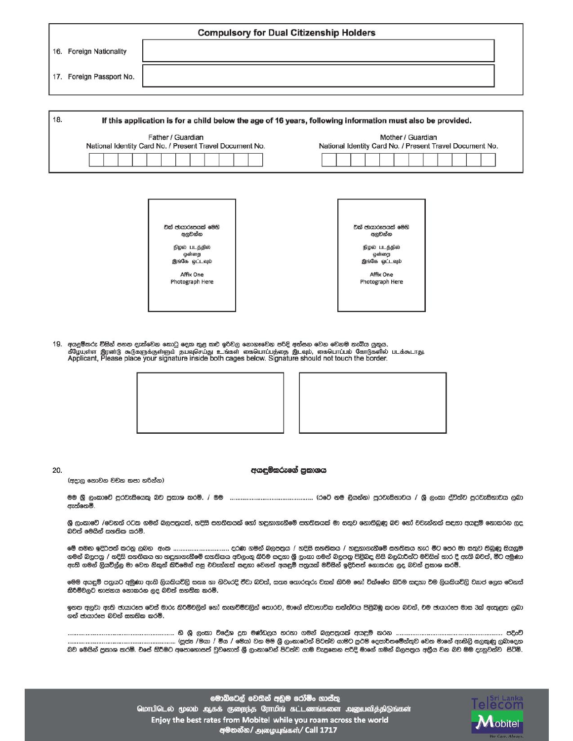## Compulsory for Dual Citizenship Holders

| | |
|---|---|
| 16. Foreign Nationality | |
| 17. Foreign Passport No. | |

18. **If this application is for a child below the age of 16 years, following information must also be provided.**

| Father / Guardian National Identity Card No. / Present Travel Document No. | Mother / Guardian National Identity Card No. / Present Travel Document No. |
|---|---|
| | |

එක් ඡායාරූපයක් මෙහි අලවන්න

நிழல் படத்தில் ஒன்றை இங்கே ஒட்டவும்

Affix One Photograph Here

එක් ඡායාරූපයක් මෙහි අලවන්න

நிழல் படத்தில் ஒன்றை இங்கே ஒட்டவும்

Affix One Photograph Here

19. අයදුම්කරු විසින් පහත දැක්වෙන කොටු දෙක තුළ කළු ඉරිවල නොගෑවෙන පරිදි අත්සන වෙන වෙනම තැබිය යුතුය.
கீழேயுள்ள இரண்டு கூடுகளுக்குள்ளும் தயவுசெய்து உங்கள் கையொப்பத்தை இடவும், கையொப்பம் கோடுகளில் படக்கூடாது.
Applicant, Please place your signature inside both cages below. Signature should not touch the border.

20. **අයදුම්කරුගේ ප්‍රකාශය**

(අදාල නොවන වචන කපා හරින්න)

මම ශ්‍රී ලංකාවේ පුරවැසියෙකු බව ප්‍රකාශ කරමි. / මම ............................................ (රටේ නම ලියන්න) පුරවැසිභාවය / ශ්‍රී ලංකා ද්විත්ව පුරවැසිභාවය ලබා ඇත්තෙමි.

ශ්‍රී ලංකාවේ /වෙනත් රටක ගමන් බලපත්‍රයක්, හදිසි සහතිකයක් හෝ හඳුනාගැනීමේ සහතිකයක් මා සතුව නොතිබුණු බව හෝ එවැන්නක් සඳහා අයදුම් නොකරන ලද බවත් මෙයින් සහතික කරමි.

මේ සමඟ ඉදිරිපත් කරනු ලබන අංක .............................. දරණ ගමන් බලපත්‍රය / හදිසි සහතිකය / හඳුනාගැනීමේ සහතිකය හැර මීට පෙර මා සතුව තිබුණු සියලුම ගමන් බලපත්‍ර / හදිසි සහතිකය හා හඳුනාගැනීමේ සහතිකය අවලංගු කිරීම සඳහා ශ්‍රී ලංකා ගමන් බලපත්‍ර පිළිබඳ නිසි බලධාරීන්ට මවිසින් භාර දී ඇති බවත්, මීට අමුණා ඇති ගමන් ලියවිල්ල මා වෙත නිකුත් කිරීමෙන් පසු එවැන්නක් සඳහා වෙනත් අයදුම් පත්‍රයක් මවිසින් ඉදිරිපත් නොකරන ලද බවත් ප්‍රකාශ කරමි.

මෙම අයදුම් පත්‍රයට අමුණා ඇති ලියකියවිලි සත්‍ය හා නිවැරදි ඒවා බවත්, සත්‍ය තොරතුරු වසන් කිරීම හෝ වික්ෂේප කිරීම සඳහා එම ලියකියවිලි වනාර ලෙස වෙනස් කිරීම්වලට භාජනය නොකරන ලද බවත් සහතික කරමි.

ඉහත අලවා ඇති ඡායාරූප වෙස් මාරු කිරීම්වලින් හෝ සැඟවීම්වලින් තොරව, මාගේ ස්වභාවික තත්ත්වය පිළිබිඹු කරන බවත්, එම ඡායාරූප මාස 3ක් ඇතුළත ලබා ගත් ඡායාරූප බවත් සහතික කරමි.

........................................................ හි ශ්‍රී ලංකා විදේශ දූත මණ්ඩලය හරහා ගමන් බලපත්‍රයක් අයදුම් කරන ........................................................ පදිංචි ........................................................ (පුජ්‍ය /මයා / මිය / මෙයා) වන මම ශ්‍රී ලංකාවෙන් පිටත්ව යාමට ප්‍රථම දෙපාර්තමේන්තුව වෙත මාගේ ඇඟිලි සලකුණු ලබාදෙන බව මෙයින් ප්‍රකාශ කරමි. එසේ කිරීමට අපොහොසත් වුවහොත් ශ්‍රී ලංකාවෙන් පිටත්ව යාම වැළකෙන පරිදි මාගේ ගමන් බලපත්‍රය අහෝසි වන බව මම දැනුවත්ව සිටිමි.

මොබිටෙල් වෙතින් අඩුම රෝමිං ගාස්තු
மொபிடெல் மூலம் ஆகக் குறைந்த ரோமிங் கட்டணங்களை அனுபவித்திடுங்கள்
Enjoy the best rates from Mobitel while you roam across the world
අමතන්න/ அழையுங்கள்/ Call 1717

Sri Lanka Telecom Mobitel
We Care. Always.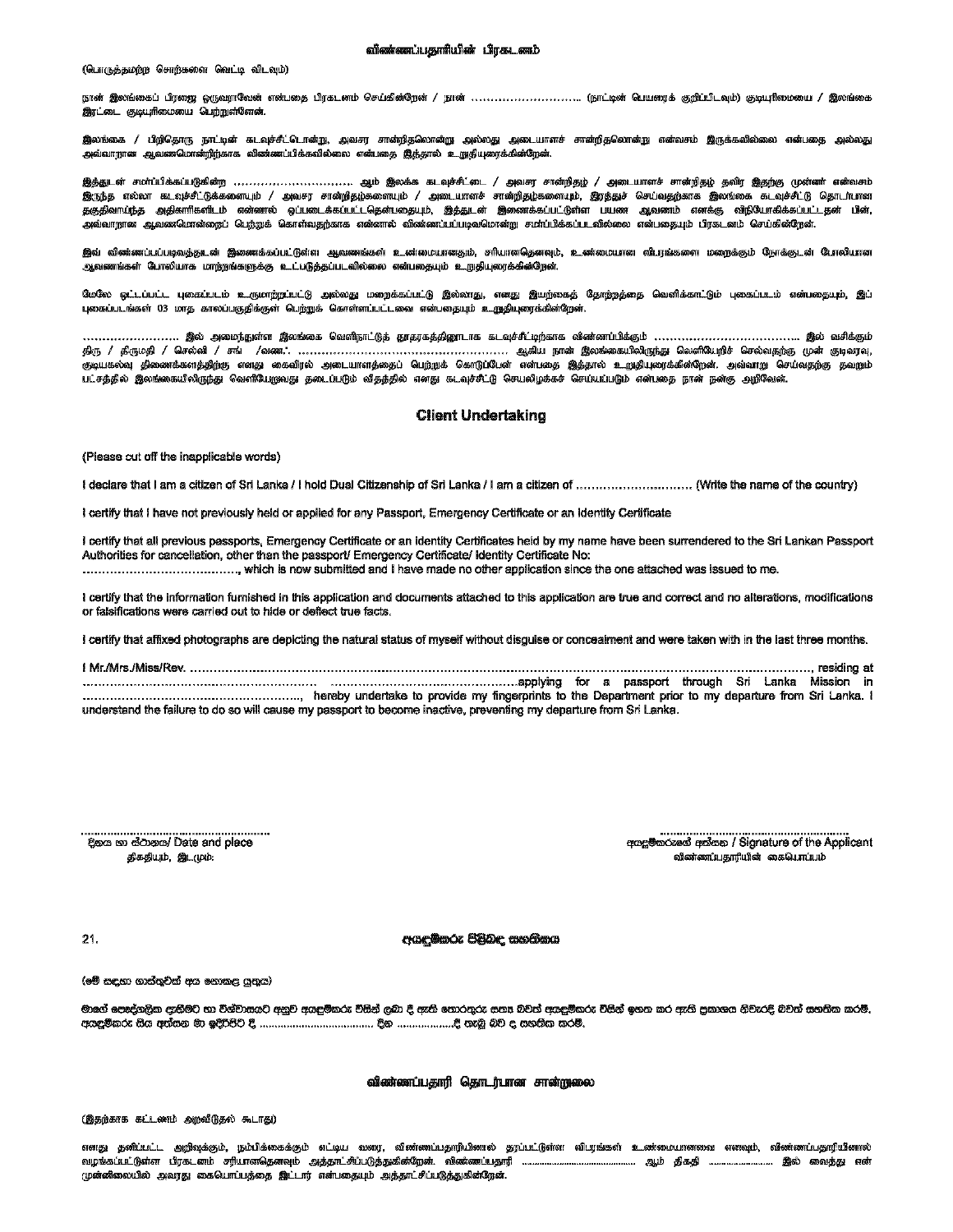## விண்ணப்பதாரியின் பிரகடனம்

(பொருத்தமற்ற சொற்களை வெட்டி விடவும்)

நான் இலங்கைப் பிரஜை ஒருவராவேன் என்பதை பிரகடனம் செய்கின்றேன் / நான் ……………………….. (நாட்டின் பெயரைக் குறிப்பிடவும்) குடியுரிமையை / இலங்கை இரட்டை குடியுரிமையை பெற்றுள்ளேன்.

இலங்கை / பிறிதொரு நாட்டின் கடவுச்சீட்டொன்று, அவசர சான்றிதழொன்று அல்லது அடையாளச் சான்றிதழொன்று என்வசம் இருக்கவில்லை என்பதை அல்லது அவ்வாறான ஆவணமொன்றிற்காக விண்ணப்பிக்கவில்லை என்பதை இத்தால் உறுதியுரைக்கின்றேன்.

இத்துடன் சமர்ப்பிக்கப்படுகின்ற ………………………… ஆம் இலக்க கடவுச்சீட்டை / அவசர சான்றிதழ் / அடையாளச் சான்றிதழ் தவிர இதற்கு முன்னர் என்வசம் இருந்த எல்லா கடவுச்சீட்டுக்களையும் / அவசர சான்றிதழ்களையும் / அடையாளச் சான்றிதழ்களையும், இரத்துச் செய்வதற்காக இலங்கை கடவுச்சீட்டு தொடர்பான தகுதிவாய்ந்த அதிகாரிகளிடம் என்னால் ஒப்படைக்கப்பட்டதென்பதையும், இத்துடன் இணைக்கப்பட்டுள்ள பயண ஆவணம் எனக்கு விநியோகிக்கப்பட்டதன் பின், அவ்வாறான ஆவணமொன்றைப் பெற்றுக் கொள்வதற்காக என்னால் விண்ணப்பப்படிவமொன்று சமர்ப்பிக்கப்படவில்லை என்பதையும் பிரகடனம் செய்கின்றேன்.

இவ் விண்ணப்பப்படிவத்துடன் இணைக்கப்பட்டுள்ள ஆவணங்கள் உண்மையானதும், சரியானதெனவும், உண்மையான விபரங்களை மறைக்கும் நோக்குடன் போலியான ஆவணங்கள் போலியாக மாற்றங்களுக்கு உட்படுத்தப்படவில்லை என்பதையும் உறுதியுரைக்கின்றேன்.

மேலே ஒட்டப்பட்ட புகைப்படம் உருமாற்றப்பட்டு அல்லது மறைக்கப்பட்டு இல்லாது, எனது இயற்கைத் தோற்றத்தை வெளிக்காட்டும் புகைப்படம் என்பதையும், இப் புகைப்படங்கள் 03 மாத காலப்பகுதிக்குள் பெற்றுக் கொள்ளப்பட்டவை என்பதையும் உறுதியுரைக்கின்றேன்.

…………………….. இல் அமைந்துள்ள இலங்கை வெளிநாட்டுத் தூதரகத்தினூடாக கடவுச்சீட்டிற்காக விண்ணப்பிக்கும் ……………………………….. இல் வசிக்கும் திரு / திருமதி / செல்வி / சங் /வண.'. ……………………………………………… ஆகிய நான் இலங்கையிலிருந்து வெளியேறிச் செல்வதற்கு முன் குடிவரவு, குடியகல்வு திணைக்களத்திற்கு எனது கைவிரல் அடையாளத்தைப் பெற்றுக் கொடுப்பேன் என்பதை இத்தால் உறுதியுரைக்கின்றேன். அவ்வாறு செய்வதற்கு தவறும் பட்சத்தில் இலங்கையிலிருந்து வெளியேறுவது தடைப்படும் விதத்தில் எனது கடவுச்சீட்டு செயலிழக்கச் செய்யப்படும் என்பதை நான் நன்கு அறிவேன்.

## Client Undertaking

(Please cut off the inapplicable words)

I declare that I am a citizen of Sri Lanka / I hold Dual Citizenship of Sri Lanka / I am a citizen of ……………………….. (Write the name of the country)

I certify that I have not previously held or applied for any Passport, Emergency Certificate or an Identify Certificate

I certify that all previous passports, Emergency Certificate or an identity Certificates held by my name have been surrendered to the Sri Lankan Passport Authorities for cancellation, other than the passport/ Emergency Certificate/ Identity Certificate No: ……………………………….., which is now submitted and I have made no other application since the one attached was issued to me.

I certify that the information furnished in this application and documents attached to this application are true and correct and no alterations, modifications or falsifications were carried out to hide or deflect true facts.

I certify that affixed photographs are depicting the natural status of myself without disguise or concealment and were taken with in the last three months.

I Mr./Mrs./Miss/Rev. ……………………………………………………………………………………………………, residing at ………………………………………………… ……………………………………applying for a passport through Sri Lanka Mission in ………………………………………………., hereby undertake to provide my fingerprints to the Department prior to my departure from Sri Lanka. I understand the failure to do so will cause my passport to become inactive, preventing my departure from Sri Lanka.

……………………………………………
දිනය හා ස්ථානය/ Date and place
திகதியும், இடமும்

……………………………………………
අයදුම්කරුගේ අත්සන / Signature of the Applicant
விண்ணப்பதாரியின் கையொப்பம்

21.

## අයදුම්කරු පිළිබඳ සහතිකය

(මේ සඳහා ගාස්තුවක් අය නොකළ යුතුය)

මාගේ පෞද්ගලික දැනීමට හා විශ්වාසයට අනුව අයදුම්කරු විසින් ලබා දී ඇති තොරතුරු සත්‍ය බවත් අයදුම්කරු විසින් ඉහත කර ඇති ප්‍රකාශය නිවැරදි බවත් සහතික කරමි. අයදුම්කරු සිය අත්සන මා ඉදිරිපිට දී ……………………… දින ……………….දී තැබූ බව ද සහතික කරමි.

## விண்ணப்பதாரி தொடர்பான சான்றுரை

(இதற்காக கட்டணம் அறவிடுதல் கூடாது)

எனது தனிப்பட்ட அறிவுக்கும், நம்பிக்கைக்கும் எட்டிய வரை, விண்ணப்பதாரியினால் தரப்பட்டுள்ள விபரங்கள் உண்மையானவை எனவும், விண்ணப்பதாரியினால் வழங்கப்பட்டுள்ள பிரகடனம் சரியானதெனவும் அத்தாட்சிப்படுத்துகின்றேன். விண்ணப்பதாரி ……………………… ஆம் திகதி ……………… இல் வைத்து என் முன்னிலையில் அவரது கையொப்பத்தை இட்டார் என்பதையும் அத்தாட்சிப்படுத்துகின்றேன்.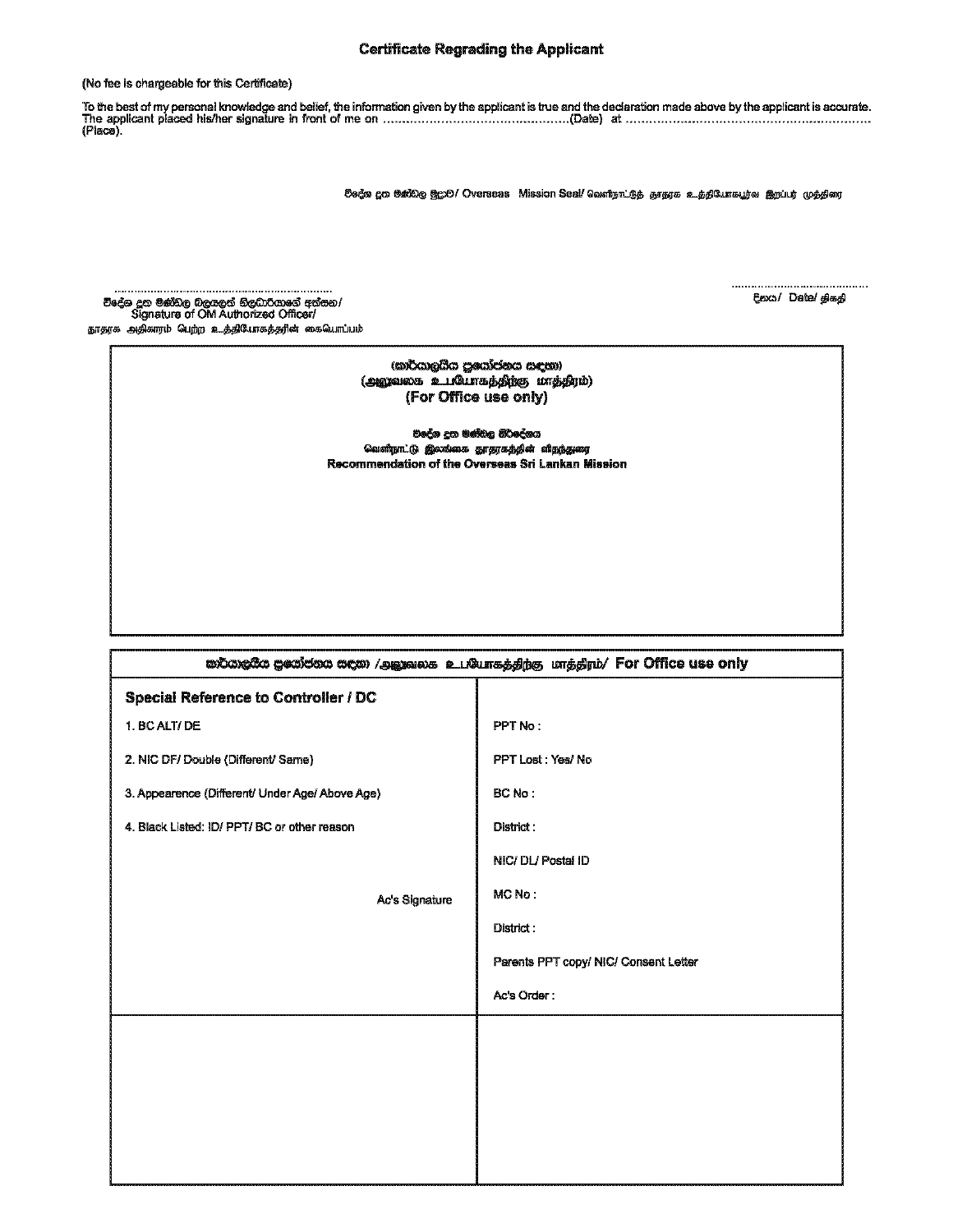## Certificate Regrading the Applicant

(No fee is chargeable for this Certificate)

To the best of my personal knowledge and belief, the information given by the applicant is true and the declaration made above by the applicant is accurate. The applicant placed his/her signature in front of me on ………………………………………(Date) at ……………………………………………………(Place).

විදේශ දූත මණ්ඩල මුද්‍රාව/ Overseas Mission Seal/ வெளிநாட்டுத் தூதரக உத்தியோகபூர்வ இறப்பர் முத்திரை

………………………………………………
විදේශ දූත මණ්ඩල බලයලත් නිලධාරියාගේ අත්සන/
Signature of OM Authorized Officer/
தூதரக அதிகாரம் பெற்ற உத்தியோகத்தரின் கையொப்பம்

………………………………
දිනය/ Date/ திகதி

| |
|---|
| (කාර්යාලයීය ප්‍රයෝජනය සඳහා)<br>(அலுவலக உபயோகத்திற்கு மாத்திரம்)<br>**(For Office use only)**<br><br>විදේශ දූත මණ්ඩල නිර්දේශය<br>வெளிநாட்டு இலங்கை தூதரகத்தின் விதந்துரை<br>**Recommendation of the Overseas Sri Lankan Mission** |

| කාර්යාලයීය ප්‍රයෝජනය සඳහා /அலுவலக உபயோகத்திற்கு மாத்திரம்/ **For Office use only** | |
|---|---|
| **Special Reference to Controller / DC**<br><br>1. BC ALT/ DE<br><br>2. NIC DF/ Double (Different/ Same)<br><br>3. Appearence (Different/ Under Age/ Above Age)<br><br>4. Black Listed: ID/ PPT/ BC or other reason<br><br>Ac's Signature | PPT No :<br><br>PPT Lost : Yes/ No<br><br>BC No :<br><br>District :<br><br>NIC/ DL/ Postal ID<br><br>MC No :<br><br>District :<br><br>Parents PPT copy/ NIC/ Consent Letter<br><br>Ac's Order : |
| | |